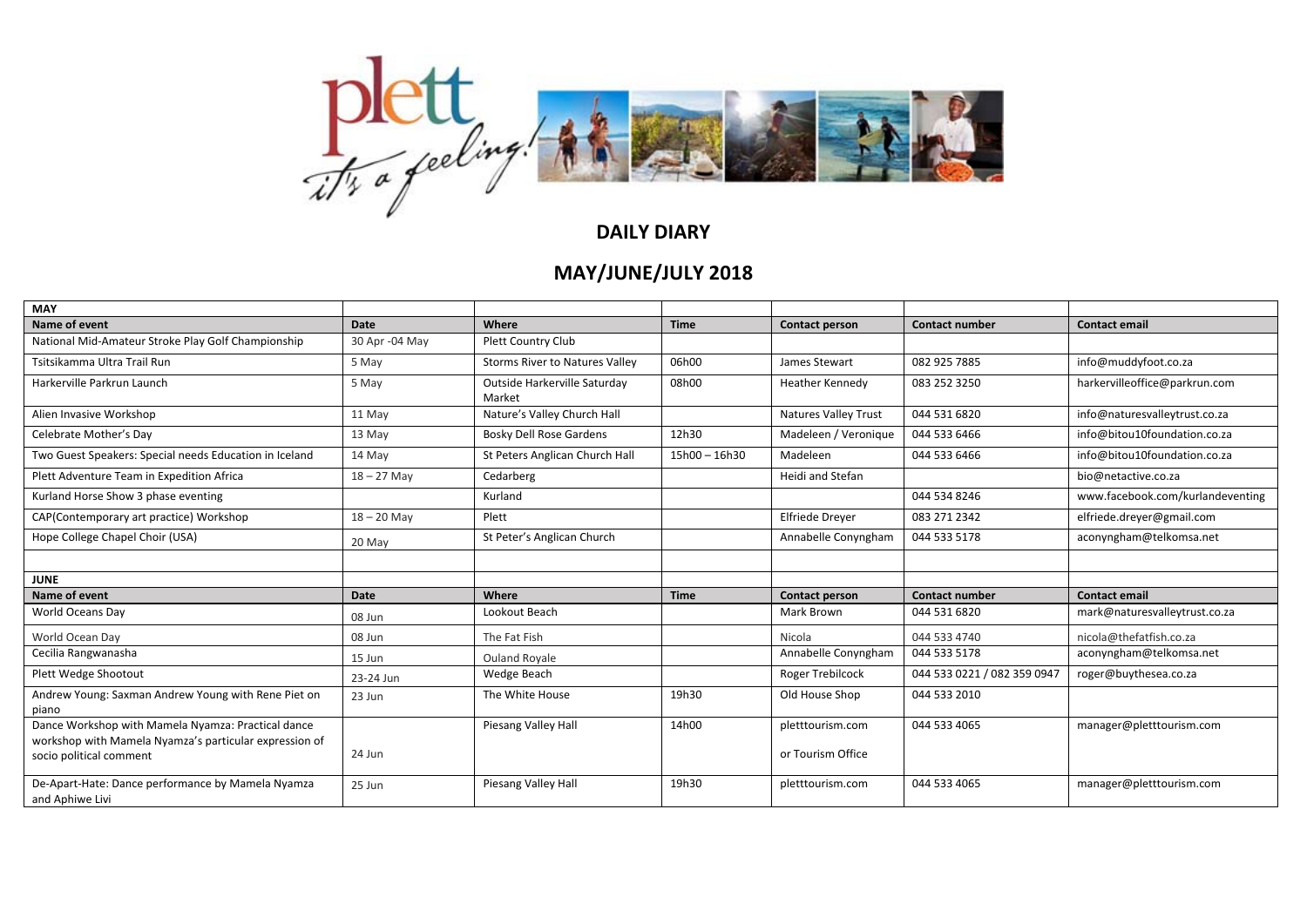# DAILY DIARY

## MAY/JUNE/JULY 2018

| MAY | | | | | | |
|---|---|---|---|---|---|---|
| **Name of event** | **Date** | **Where** | **Time** | **Contact person** | **Contact number** | **Contact email** |
| National Mid-Amateur Stroke Play Golf Championship | 30 Apr -04 May | Plett Country Club | | | | |
| Tsitsikamma Ultra Trail Run | 5 May | Storms River to Natures Valley | 06h00 | James Stewart | 082 925 7885 | info@muddyfoot.co.za |
| Harkerville Parkrun Launch | 5 May | Outside Harkerville Saturday Market | 08h00 | Heather Kennedy | 083 252 3250 | harkervilleoffice@parkrun.com |
| Alien Invasive Workshop | 11 May | Nature's Valley Church Hall | | Natures Valley Trust | 044 531 6820 | info@naturesvalleytrust.co.za |
| Celebrate Mother's Day | 13 May | Bosky Dell Rose Gardens | 12h30 | Madeleen / Veronique | 044 533 6466 | info@bitou10foundation.co.za |
| Two Guest Speakers: Special needs Education in Iceland | 14 May | St Peters Anglican Church Hall | 15h00 – 16h30 | Madeleen | 044 533 6466 | info@bitou10foundation.co.za |
| Plett Adventure Team in Expedition Africa | 18 – 27 May | Cedarberg | | Heidi and Stefan | | bio@netactive.co.za |
| Kurland Horse Show 3 phase eventing | | Kurland | | | 044 534 8246 | www.facebook.com/kurlandeventing |
| CAP(Contemporary art practice) Workshop | 18 – 20 May | Plett | | Elfriede Dreyer | 083 271 2342 | elfriede.dreyer@gmail.com |
| Hope College Chapel Choir (USA) | 20 May | St Peter's Anglican Church | | Annabelle Conyngham | 044 533 5178 | aconyngham@telkomsa.net |
| | | | | | | |
| **JUNE** | | | | | | |
| **Name of event** | **Date** | **Where** | **Time** | **Contact person** | **Contact number** | **Contact email** |
| World Oceans Day | 08 Jun | Lookout Beach | | Mark Brown | 044 531 6820 | mark@naturesvalleytrust.co.za |
| World Ocean Day | 08 Jun | The Fat Fish | | Nicola | 044 533 4740 | nicola@thefatfish.co.za |
| Cecilia Rangwanasha | 15 Jun | Ouland Royale | | Annabelle Conyngham | 044 533 5178 | aconyngham@telkomsa.net |
| Plett Wedge Shootout | 23-24 Jun | Wedge Beach | | Roger Trebilcock | 044 533 0221 / 082 359 0947 | roger@buythesea.co.za |
| Andrew Young: Saxman Andrew Young with Rene Piet on piano | 23 Jun | The White House | 19h30 | Old House Shop | 044 533 2010 | |
| Dance Workshop with Mamela Nyamza: Practical dance workshop with Mamela Nyamza's particular expression of socio political comment | 24 Jun | Piesang Valley Hall | 14h00 | pletttourism.com or Tourism Office | 044 533 4065 | manager@pletttourism.com |
| De-Apart-Hate: Dance performance by Mamela Nyamza and Aphiwe Livi | 25 Jun | Piesang Valley Hall | 19h30 | pletttourism.com | 044 533 4065 | manager@pletttourism.com |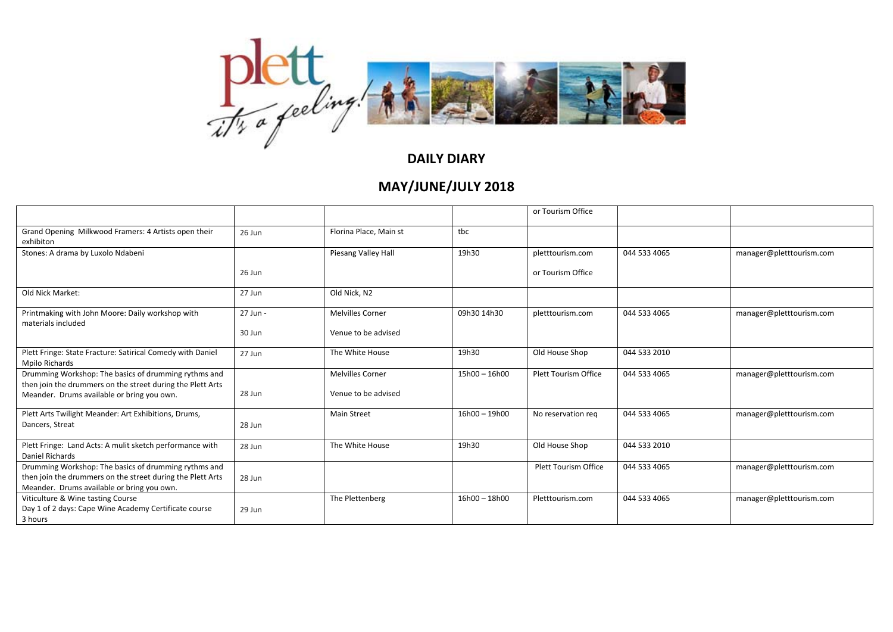## DAILY DIARY

## MAY/JUNE/JULY 2018

| | | | | | | |
|---|---|---|---|---|---|---|
| | | | | or Tourism Office | | |
| Grand Opening Milkwood Framers: 4 Artists open their exhibiton | 26 Jun | Florina Place, Main st | tbc | | | |
| Stones: A drama by Luxolo Ndabeni | 26 Jun | Piesang Valley Hall | 19h30 | pletttourism.com or Tourism Office | 044 533 4065 | manager@pletttourism.com |
| Old Nick Market: | 27 Jun | Old Nick, N2 | | | | |
| Printmaking with John Moore: Daily workshop with materials included | 27 Jun - 30 Jun | Melvilles Corner Venue to be advised | 09h30 14h30 | pletttourism.com | 044 533 4065 | manager@pletttourism.com |
| Plett Fringe: State Fracture: Satirical Comedy with Daniel Mpilo Richards | 27 Jun | The White House | 19h30 | Old House Shop | 044 533 2010 | |
| Drumming Workshop: The basics of drumming rythms and then join the drummers on the street during the Plett Arts Meander. Drums available or bring you own. | 28 Jun | Melvilles Corner Venue to be advised | 15h00 – 16h00 | Plett Tourism Office | 044 533 4065 | manager@pletttourism.com |
| Plett Arts Twilight Meander: Art Exhibitions, Drums, Dancers, Streat | 28 Jun | Main Street | 16h00 – 19h00 | No reservation req | 044 533 4065 | manager@pletttourism.com |
| Plett Fringe: Land Acts: A mulit sketch performance with Daniel Richards | 28 Jun | The White House | 19h30 | Old House Shop | 044 533 2010 | |
| Drumming Workshop: The basics of drumming rythms and then join the drummers on the street during the Plett Arts Meander. Drums available or bring you own. | 28 Jun | | | Plett Tourism Office | 044 533 4065 | manager@pletttourism.com |
| Viticulture & Wine tasting Course Day 1 of 2 days: Cape Wine Academy Certificate course 3 hours | 29 Jun | The Plettenberg | 16h00 – 18h00 | Pletttourism.com | 044 533 4065 | manager@pletttourism.com |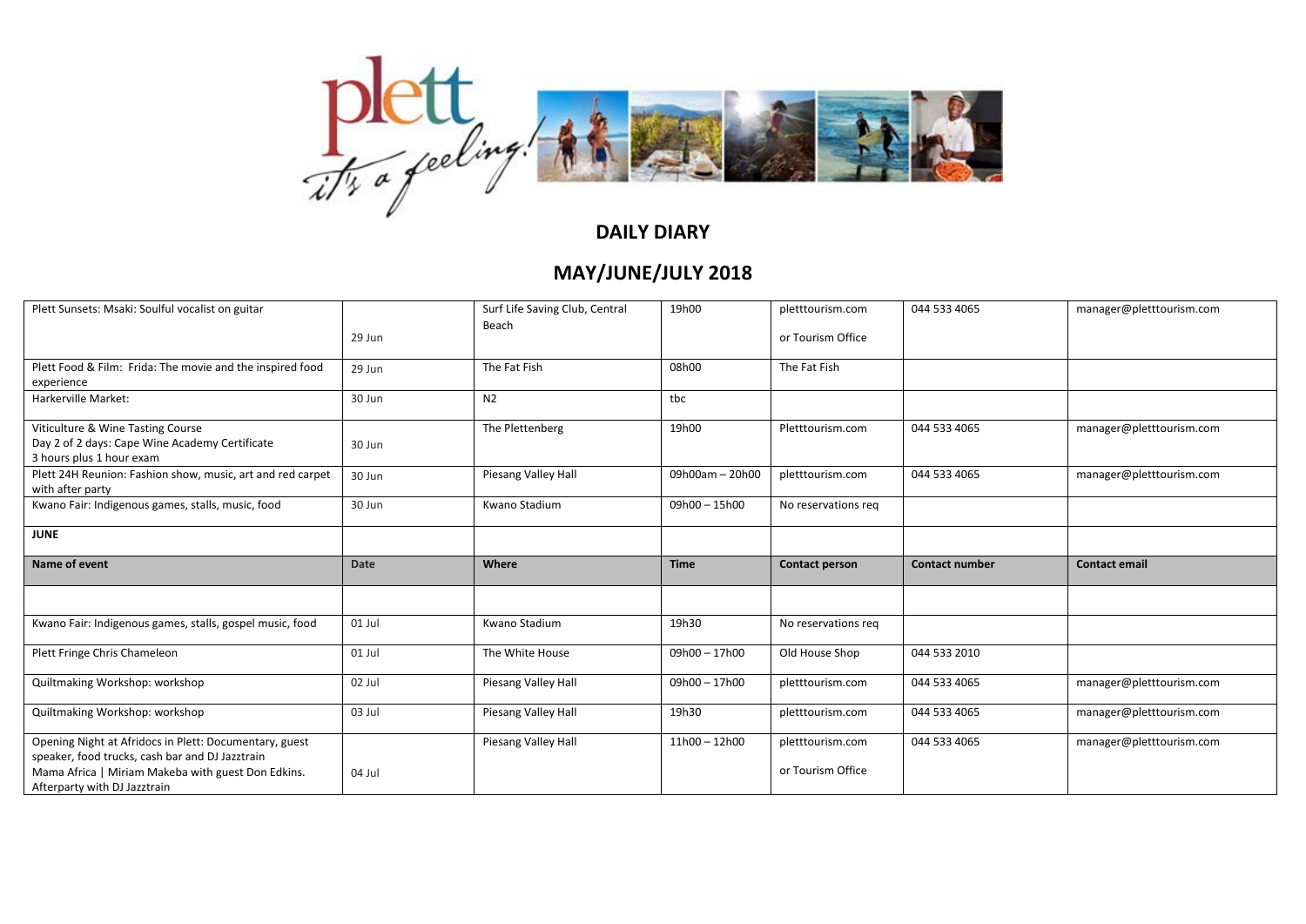## DAILY DIARY

## MAY/JUNE/JULY 2018

| Plett Sunsets: Msaki: Soulful vocalist on guitar | 29 Jun | Surf Life Saving Club, Central Beach | 19h00 | pletttourism.com or Tourism Office | 044 533 4065 | manager@pletttourism.com |
|---|---|---|---|---|---|---|
| Plett Food & Film: Frida: The movie and the inspired food experience | 29 Jun | The Fat Fish | 08h00 | The Fat Fish | | |
| Harkerville Market: | 30 Jun | N2 | tbc | | | |
| Viticulture & Wine Tasting Course<br>Day 2 of 2 days: Cape Wine Academy Certificate<br>3 hours plus 1 hour exam | 30 Jun | The Plettenberg | 19h00 | Pletttourism.com | 044 533 4065 | manager@pletttourism.com |
| Plett 24H Reunion: Fashion show, music, art and red carpet with after party | 30 Jun | Piesang Valley Hall | 09h00am – 20h00 | pletttourism.com | 044 533 4065 | manager@pletttourism.com |
| Kwano Fair: Indigenous games, stalls, music, food | 30 Jun | Kwano Stadium | 09h00 – 15h00 | No reservations req | | |
| **JUNE** | | | | | | |
| **Name of event** | **Date** | **Where** | **Time** | **Contact person** | **Contact number** | **Contact email** |
| | | | | | | |
| Kwano Fair: Indigenous games, stalls, gospel music, food | 01 Jul | Kwano Stadium | 19h30 | No reservations req | | |
| Plett Fringe Chris Chameleon | 01 Jul | The White House | 09h00 – 17h00 | Old House Shop | 044 533 2010 | |
| Quiltmaking Workshop: workshop | 02 Jul | Piesang Valley Hall | 09h00 – 17h00 | pletttourism.com | 044 533 4065 | manager@pletttourism.com |
| Quiltmaking Workshop: workshop | 03 Jul | Piesang Valley Hall | 19h30 | pletttourism.com | 044 533 4065 | manager@pletttourism.com |
| Opening Night at Afridocs in Plett: Documentary, guest speaker, food trucks, cash bar and DJ Jazztrain<br>Mama Africa \| Miriam Makeba with guest Don Edkins. Afterparty with DJ Jazztrain | 04 Jul | Piesang Valley Hall | 11h00 – 12h00 | pletttourism.com or Tourism Office | 044 533 4065 | manager@pletttourism.com |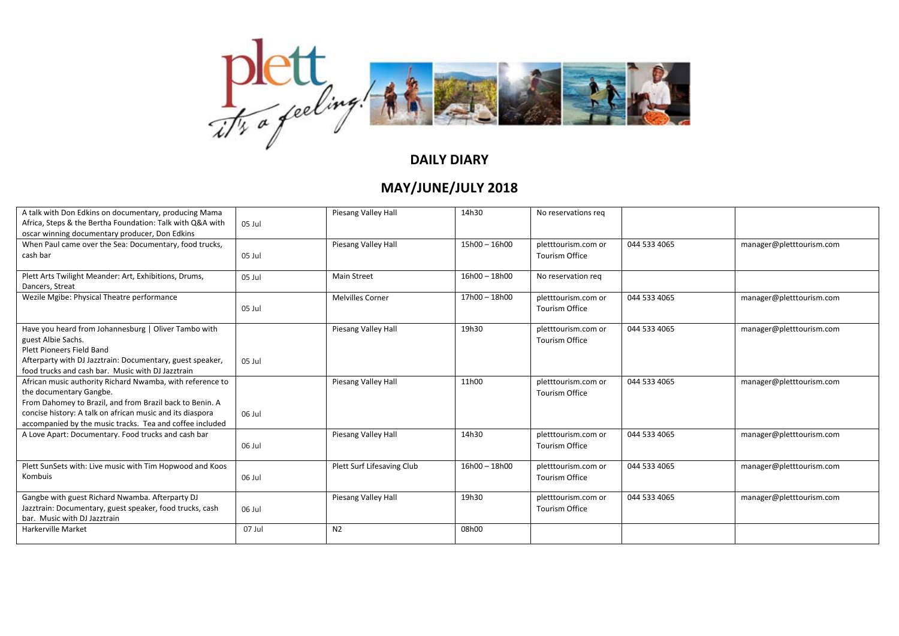## DAILY DIARY

## MAY/JUNE/JULY 2018

| | | | | | | |
|---|---|---|---|---|---|---|
| A talk with Don Edkins on documentary, producing Mama Africa, Steps & the Bertha Foundation: Talk with Q&A with oscar winning documentary producer, Don Edkins | 05 Jul | Piesang Valley Hall | 14h30 | No reservations req | | |
| When Paul came over the Sea: Documentary, food trucks, cash bar | 05 Jul | Piesang Valley Hall | 15h00 – 16h00 | pletttourism.com or Tourism Office | 044 533 4065 | manager@pletttourism.com |
| Plett Arts Twilight Meander: Art, Exhibitions, Drums, Dancers, Streat | 05 Jul | Main Street | 16h00 – 18h00 | No reservation req | | |
| Wezile Mgibe: Physical Theatre performance | 05 Jul | Melvilles Corner | 17h00 – 18h00 | pletttourism.com or Tourism Office | 044 533 4065 | manager@pletttourism.com |
| Have you heard from Johannesburg \| Oliver Tambo with guest Albie Sachs.<br>Plett Pioneers Field Band<br>Afterparty with DJ Jazztrain: Documentary, guest speaker, food trucks and cash bar. Music with DJ Jazztrain | 05 Jul | Piesang Valley Hall | 19h30 | pletttourism.com or Tourism Office | 044 533 4065 | manager@pletttourism.com |
| African music authority Richard Nwamba, with reference to the documentary Gangbe.<br>From Dahomey to Brazil, and from Brazil back to Benin. A concise history: A talk on african music and its diaspora accompanied by the music tracks. Tea and coffee included | 06 Jul | Piesang Valley Hall | 11h00 | pletttourism.com or Tourism Office | 044 533 4065 | manager@pletttourism.com |
| A Love Apart: Documentary. Food trucks and cash bar | 06 Jul | Piesang Valley Hall | 14h30 | pletttourism.com or Tourism Office | 044 533 4065 | manager@pletttourism.com |
| Plett SunSets with: Live music with Tim Hopwood and Koos Kombuis | 06 Jul | Plett Surf Lifesaving Club | 16h00 – 18h00 | pletttourism.com or Tourism Office | 044 533 4065 | manager@pletttourism.com |
| Gangbe with guest Richard Nwamba. Afterparty DJ Jazztrain: Documentary, guest speaker, food trucks, cash bar. Music with DJ Jazztrain | 06 Jul | Piesang Valley Hall | 19h30 | pletttourism.com or Tourism Office | 044 533 4065 | manager@pletttourism.com |
| Harkerville Market | 07 Jul | N2 | 08h00 | | | |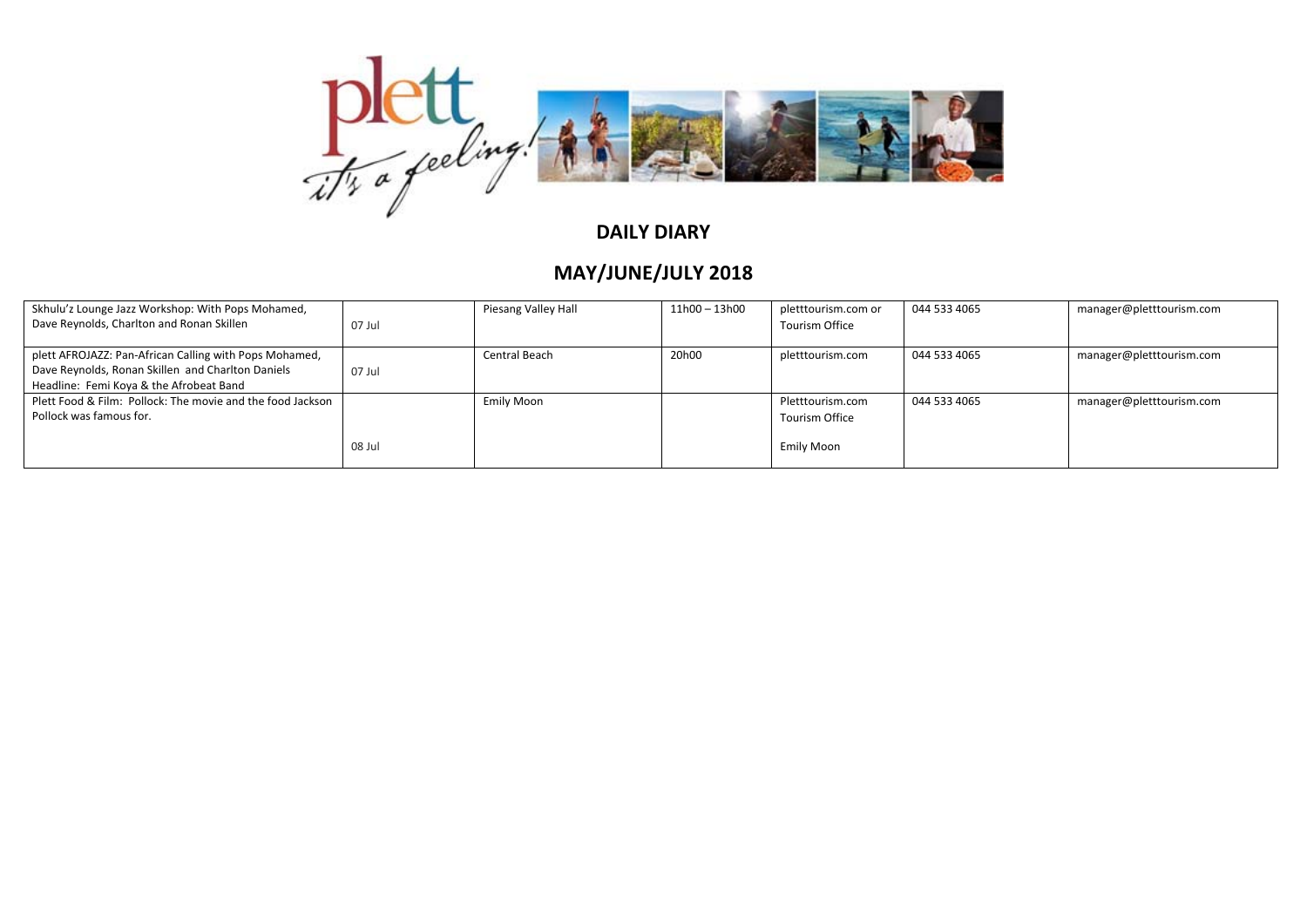## DAILY DIARY

## MAY/JUNE/JULY 2018

| | | | | | | |
|---|---|---|---|---|---|---|
| Skhulu'z Lounge Jazz Workshop: With Pops Mohamed, Dave Reynolds, Charlton and Ronan Skillen | 07 Jul | Piesang Valley Hall | 11h00 – 13h00 | pletttourism.com or Tourism Office | 044 533 4065 | manager@pletttourism.com |
| plett AFROJAZZ: Pan-African Calling with Pops Mohamed, Dave Reynolds, Ronan Skillen and Charlton Daniels Headline: Femi Koya & the Afrobeat Band | 07 Jul | Central Beach | 20h00 | pletttourism.com | 044 533 4065 | manager@pletttourism.com |
| Plett Food & Film: Pollock: The movie and the food Jackson Pollock was famous for. | 08 Jul | Emily Moon | | Pletttourism.com Tourism Office Emily Moon | 044 533 4065 | manager@pletttourism.com |